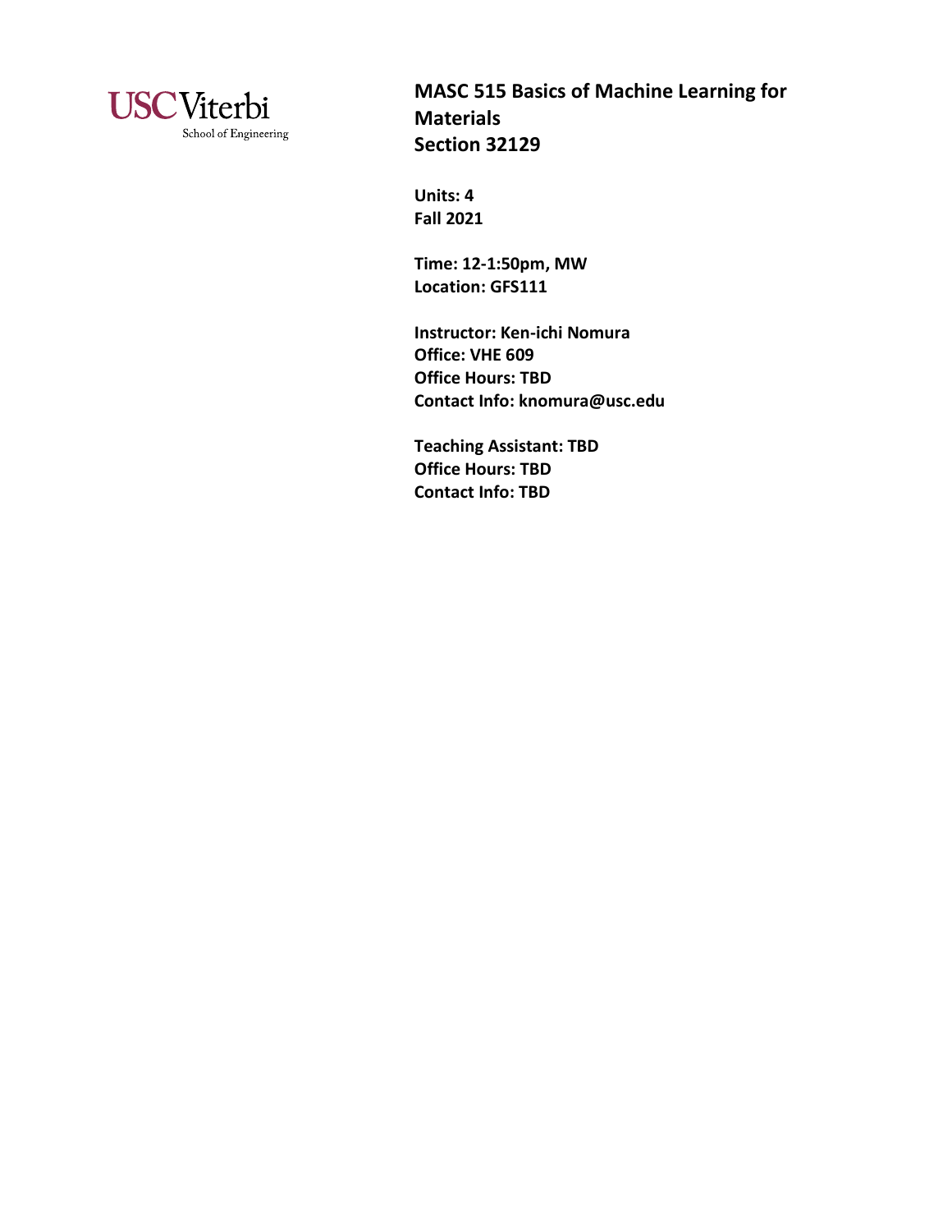USC Viterbi
School of Engineering

# MASC 515 Basics of Machine Learning for Materials
# Section 32129

**Units: 4**
**Fall 2021**

**Time: 12-1:50pm, MW**
**Location: GFS111**

**Instructor: Ken-ichi Nomura**
**Office: VHE 609**
**Office Hours: TBD**
**Contact Info: knomura@usc.edu**

**Teaching Assistant: TBD**
**Office Hours: TBD**
**Contact Info: TBD**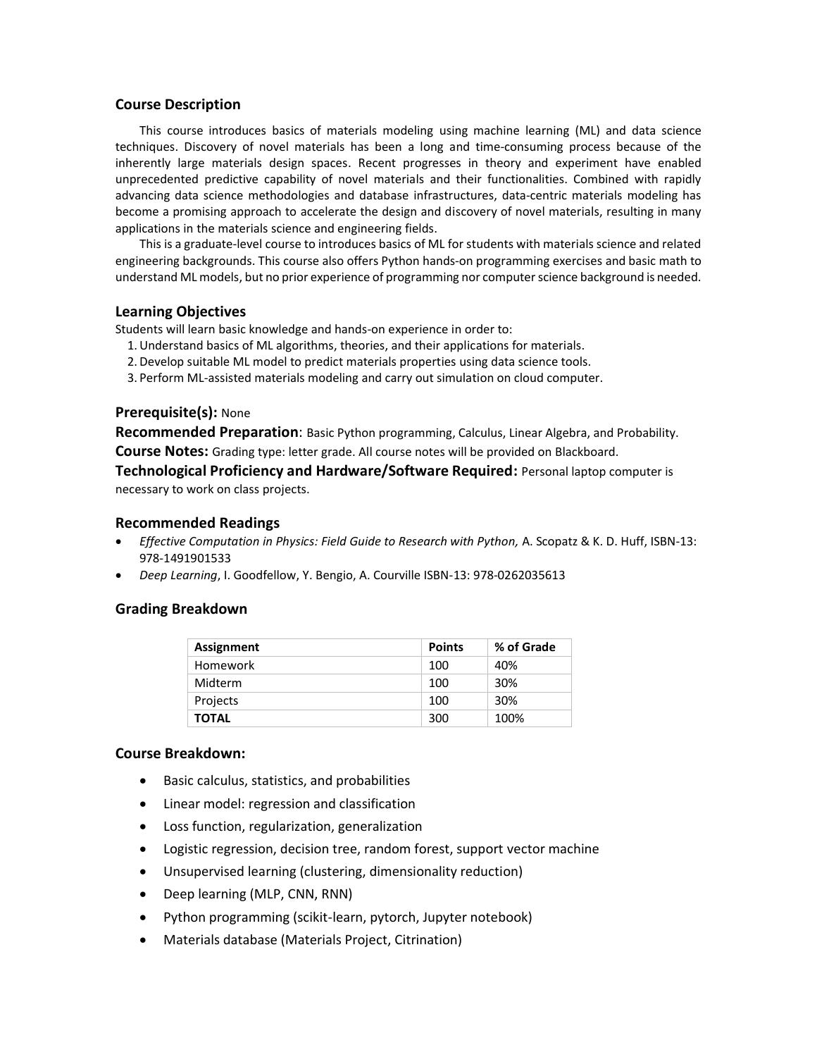## Course Description

This course introduces basics of materials modeling using machine learning (ML) and data science techniques. Discovery of novel materials has been a long and time-consuming process because of the inherently large materials design spaces. Recent progresses in theory and experiment have enabled unprecedented predictive capability of novel materials and their functionalities. Combined with rapidly advancing data science methodologies and database infrastructures, data-centric materials modeling has become a promising approach to accelerate the design and discovery of novel materials, resulting in many applications in the materials science and engineering fields.

This is a graduate-level course to introduces basics of ML for students with materials science and related engineering backgrounds. This course also offers Python hands-on programming exercises and basic math to understand ML models, but no prior experience of programming nor computer science background is needed.

## Learning Objectives

Students will learn basic knowledge and hands-on experience in order to:

1. Understand basics of ML algorithms, theories, and their applications for materials.
2. Develop suitable ML model to predict materials properties using data science tools.
3. Perform ML-assisted materials modeling and carry out simulation on cloud computer.

**Prerequisite(s):** None

**Recommended Preparation**: Basic Python programming, Calculus, Linear Algebra, and Probability.

**Course Notes:** Grading type: letter grade. All course notes will be provided on Blackboard.

**Technological Proficiency and Hardware/Software Required:** Personal laptop computer is necessary to work on class projects.

## Recommended Readings

- *Effective Computation in Physics: Field Guide to Research with Python,* A. Scopatz & K. D. Huff, ISBN-13: 978-1491901533
- *Deep Learning*, I. Goodfellow, Y. Bengio, A. Courville ISBN-13: 978-0262035613

## Grading Breakdown

| Assignment | Points | % of Grade |
|---|---|---|
| Homework | 100 | 40% |
| Midterm | 100 | 30% |
| Projects | 100 | 30% |
| **TOTAL** | 300 | 100% |

## Course Breakdown:

- Basic calculus, statistics, and probabilities
- Linear model: regression and classification
- Loss function, regularization, generalization
- Logistic regression, decision tree, random forest, support vector machine
- Unsupervised learning (clustering, dimensionality reduction)
- Deep learning (MLP, CNN, RNN)
- Python programming (scikit-learn, pytorch, Jupyter notebook)
- Materials database (Materials Project, Citrination)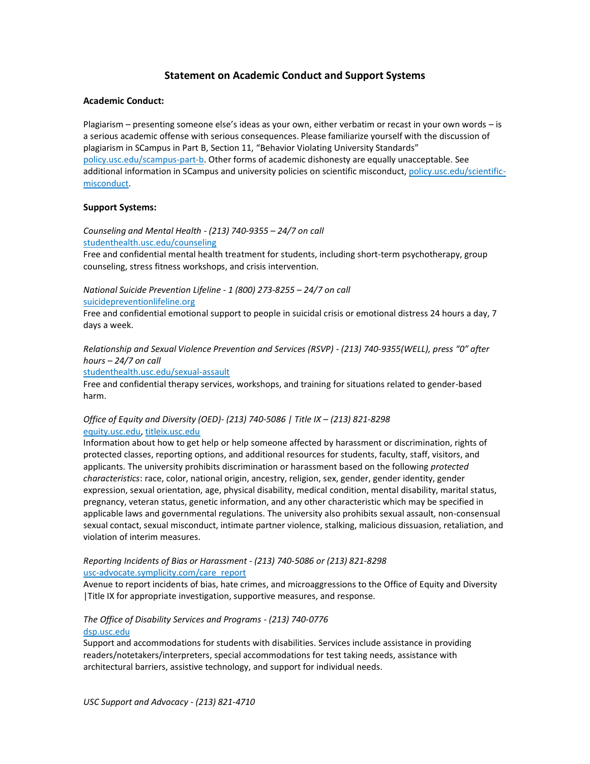# Statement on Academic Conduct and Support Systems

**Academic Conduct:**

Plagiarism – presenting someone else's ideas as your own, either verbatim or recast in your own words – is a serious academic offense with serious consequences. Please familiarize yourself with the discussion of plagiarism in SCampus in Part B, Section 11, "Behavior Violating University Standards" policy.usc.edu/scampus-part-b. Other forms of academic dishonesty are equally unacceptable. See additional information in SCampus and university policies on scientific misconduct, policy.usc.edu/scientific-misconduct.

**Support Systems:**

*Counseling and Mental Health - (213) 740-9355 – 24/7 on call*
studenthealth.usc.edu/counseling
Free and confidential mental health treatment for students, including short-term psychotherapy, group counseling, stress fitness workshops, and crisis intervention.

*National Suicide Prevention Lifeline - 1 (800) 273-8255 – 24/7 on call*
suicidepreventionlifeline.org
Free and confidential emotional support to people in suicidal crisis or emotional distress 24 hours a day, 7 days a week.

*Relationship and Sexual Violence Prevention and Services (RSVP) - (213) 740-9355(WELL), press "0" after hours – 24/7 on call*
studenthealth.usc.edu/sexual-assault
Free and confidential therapy services, workshops, and training for situations related to gender-based harm.

*Office of Equity and Diversity (OED)- (213) 740-5086 | Title IX – (213) 821-8298*
equity.usc.edu, titleix.usc.edu
Information about how to get help or help someone affected by harassment or discrimination, rights of protected classes, reporting options, and additional resources for students, faculty, staff, visitors, and applicants. The university prohibits discrimination or harassment based on the following *protected characteristics*: race, color, national origin, ancestry, religion, sex, gender, gender identity, gender expression, sexual orientation, age, physical disability, medical condition, mental disability, marital status, pregnancy, veteran status, genetic information, and any other characteristic which may be specified in applicable laws and governmental regulations. The university also prohibits sexual assault, non-consensual sexual contact, sexual misconduct, intimate partner violence, stalking, malicious dissuasion, retaliation, and violation of interim measures.

*Reporting Incidents of Bias or Harassment - (213) 740-5086 or (213) 821-8298*
usc-advocate.symplicity.com/care_report
Avenue to report incidents of bias, hate crimes, and microaggressions to the Office of Equity and Diversity |Title IX for appropriate investigation, supportive measures, and response.

*The Office of Disability Services and Programs - (213) 740-0776*
dsp.usc.edu
Support and accommodations for students with disabilities. Services include assistance in providing readers/notetakers/interpreters, special accommodations for test taking needs, assistance with architectural barriers, assistive technology, and support for individual needs.

*USC Support and Advocacy - (213) 821-4710*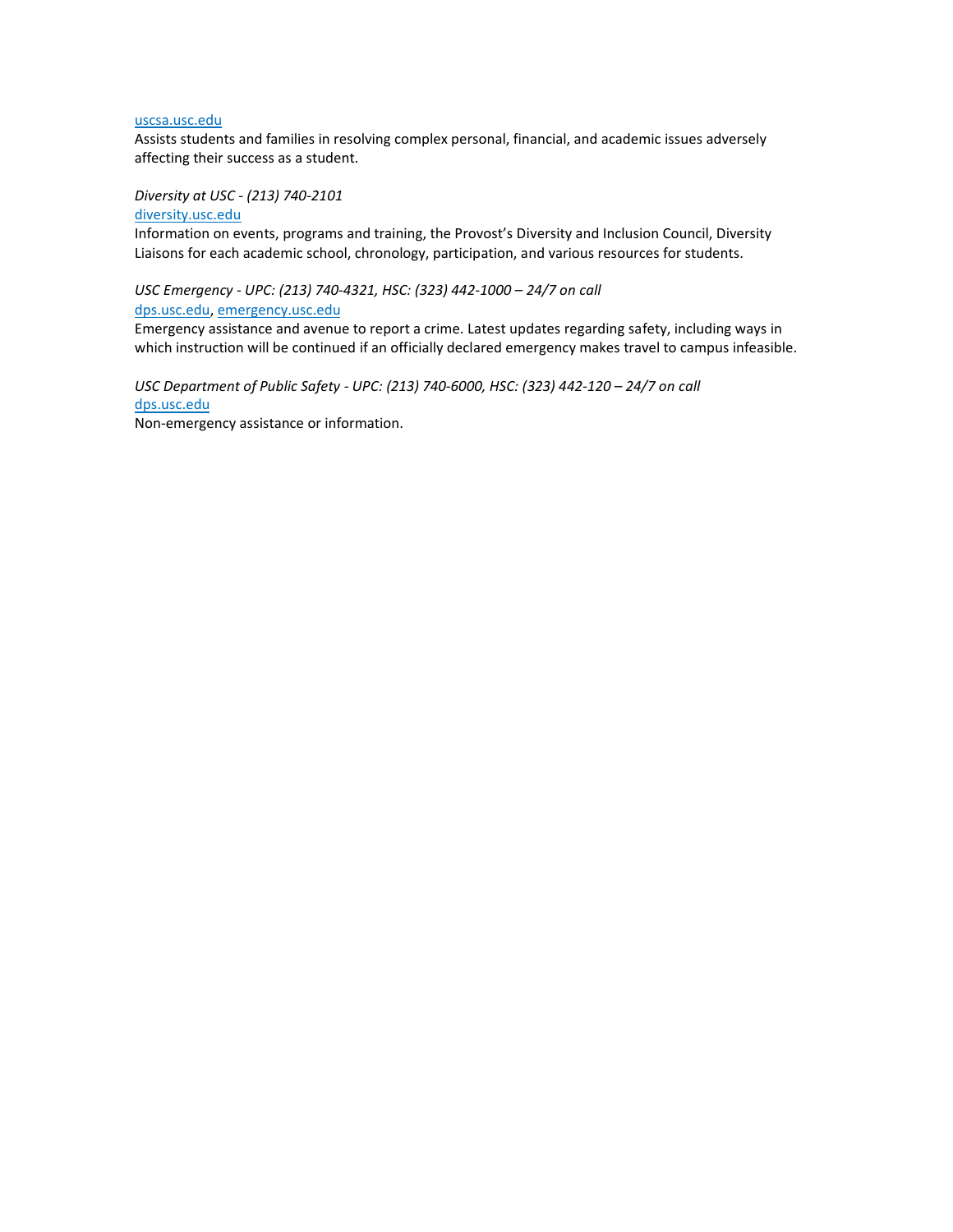[uscsa.usc.edu](uscsa.usc.edu)
Assists students and families in resolving complex personal, financial, and academic issues adversely affecting their success as a student.

*Diversity at USC - (213) 740-2101*
[diversity.usc.edu](diversity.usc.edu)
Information on events, programs and training, the Provost's Diversity and Inclusion Council, Diversity Liaisons for each academic school, chronology, participation, and various resources for students.

*USC Emergency - UPC: (213) 740-4321, HSC: (323) 442-1000 – 24/7 on call*
[dps.usc.edu](dps.usc.edu), [emergency.usc.edu](emergency.usc.edu)
Emergency assistance and avenue to report a crime. Latest updates regarding safety, including ways in which instruction will be continued if an officially declared emergency makes travel to campus infeasible.

*USC Department of Public Safety - UPC: (213) 740-6000, HSC: (323) 442-120 – 24/7 on call*
[dps.usc.edu](dps.usc.edu)
Non-emergency assistance or information.